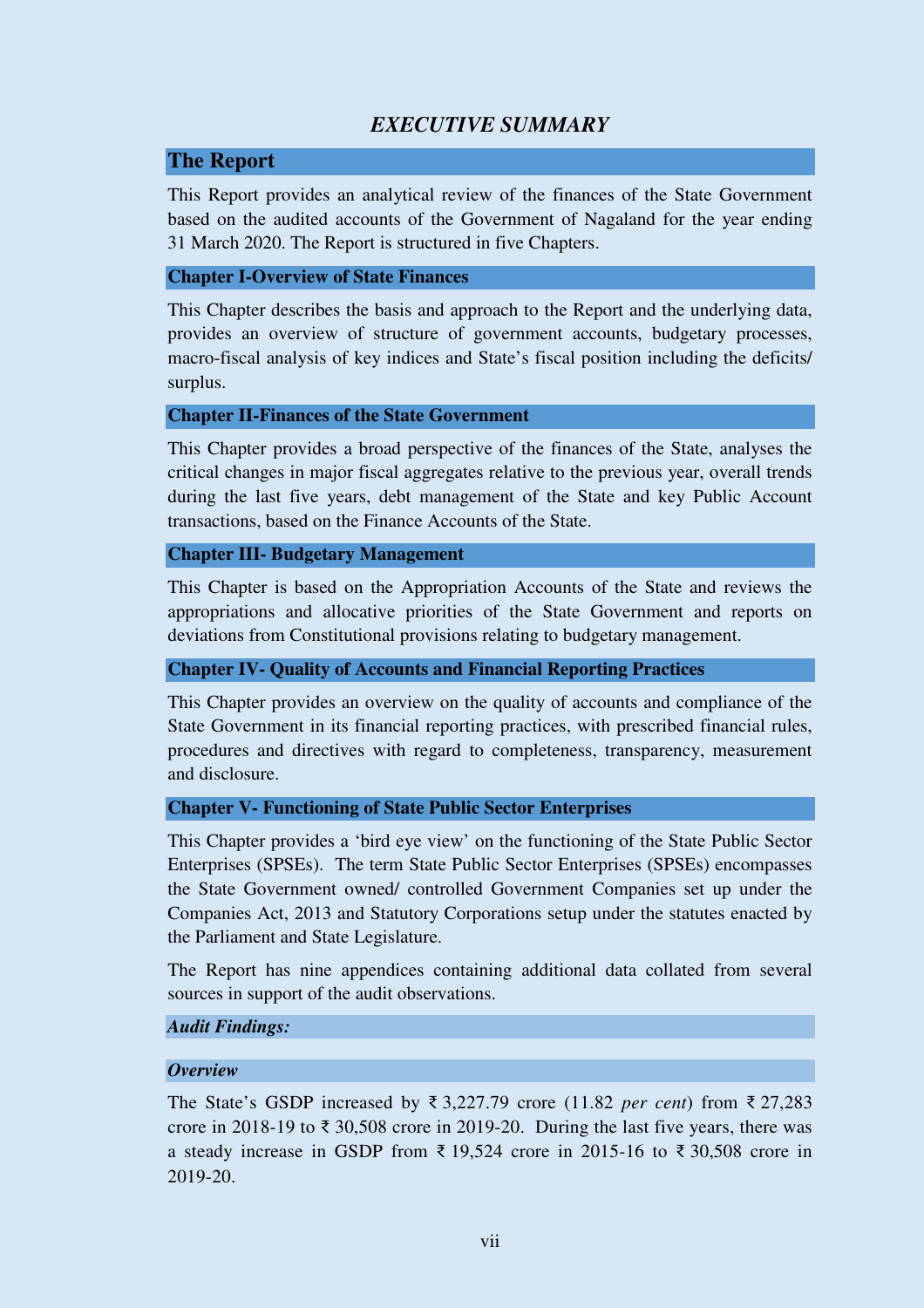# *EXECUTIVE SUMMARY*

## The Report

This Report provides an analytical review of the finances of the State Government based on the audited accounts of the Government of Nagaland for the year ending 31 March 2020. The Report is structured in five Chapters.

### Chapter I-Overview of State Finances

This Chapter describes the basis and approach to the Report and the underlying data, provides an overview of structure of government accounts, budgetary processes, macro-fiscal analysis of key indices and State's fiscal position including the deficits/ surplus.

### Chapter II-Finances of the State Government

This Chapter provides a broad perspective of the finances of the State, analyses the critical changes in major fiscal aggregates relative to the previous year, overall trends during the last five years, debt management of the State and key Public Account transactions, based on the Finance Accounts of the State.

### Chapter III- Budgetary Management

This Chapter is based on the Appropriation Accounts of the State and reviews the appropriations and allocative priorities of the State Government and reports on deviations from Constitutional provisions relating to budgetary management.

### Chapter IV- Quality of Accounts and Financial Reporting Practices

This Chapter provides an overview on the quality of accounts and compliance of the State Government in its financial reporting practices, with prescribed financial rules, procedures and directives with regard to completeness, transparency, measurement and disclosure.

### Chapter V- Functioning of State Public Sector Enterprises

This Chapter provides a 'bird eye view' on the functioning of the State Public Sector Enterprises (SPSEs). The term State Public Sector Enterprises (SPSEs) encompasses the State Government owned/ controlled Government Companies set up under the Companies Act, 2013 and Statutory Corporations setup under the statutes enacted by the Parliament and State Legislature.

The Report has nine appendices containing additional data collated from several sources in support of the audit observations.

### *Audit Findings:*

#### *Overview*

The State's GSDP increased by ₹ 3,227.79 crore (11.82 *per cent*) from ₹ 27,283 crore in 2018-19 to ₹ 30,508 crore in 2019-20. During the last five years, there was a steady increase in GSDP from ₹ 19,524 crore in 2015-16 to ₹ 30,508 crore in 2019-20.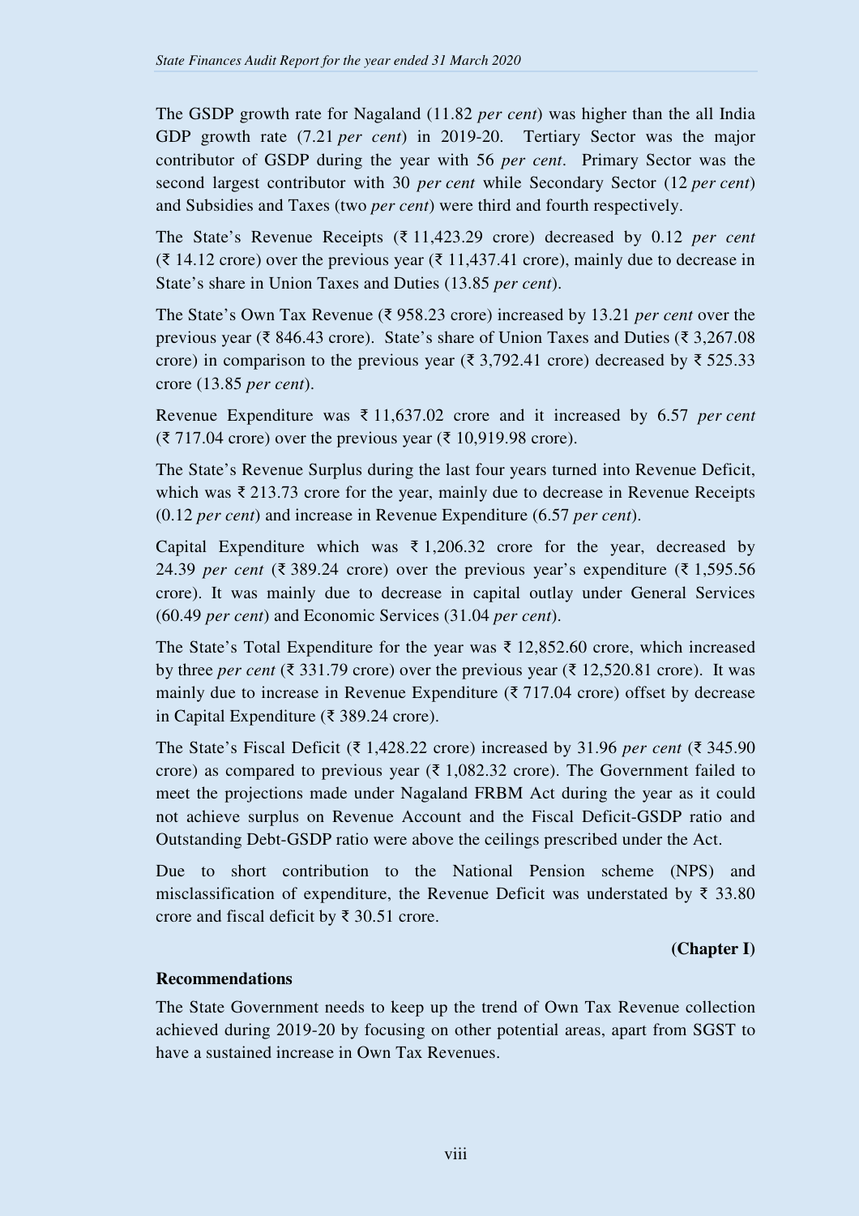The GSDP growth rate for Nagaland (11.82 *per cent*) was higher than the all India GDP growth rate (7.21 *per cent*) in 2019-20. Tertiary Sector was the major contributor of GSDP during the year with 56 *per cent*. Primary Sector was the second largest contributor with 30 *per cent* while Secondary Sector (12 *per cent*) and Subsidies and Taxes (two *per cent*) were third and fourth respectively.

The State's Revenue Receipts (₹ 11,423.29 crore) decreased by 0.12 *per cent* (₹ 14.12 crore) over the previous year (₹ 11,437.41 crore), mainly due to decrease in State's share in Union Taxes and Duties (13.85 *per cent*).

The State's Own Tax Revenue (₹ 958.23 crore) increased by 13.21 *per cent* over the previous year (₹ 846.43 crore). State's share of Union Taxes and Duties (₹ 3,267.08 crore) in comparison to the previous year (₹ 3,792.41 crore) decreased by ₹ 525.33 crore (13.85 *per cent*).

Revenue Expenditure was ₹ 11,637.02 crore and it increased by 6.57 *per cent* (₹ 717.04 crore) over the previous year (₹ 10,919.98 crore).

The State's Revenue Surplus during the last four years turned into Revenue Deficit, which was ₹ 213.73 crore for the year, mainly due to decrease in Revenue Receipts (0.12 *per cent*) and increase in Revenue Expenditure (6.57 *per cent*).

Capital Expenditure which was ₹ 1,206.32 crore for the year, decreased by 24.39 *per cent* (₹ 389.24 crore) over the previous year's expenditure (₹ 1,595.56 crore). It was mainly due to decrease in capital outlay under General Services (60.49 *per cent*) and Economic Services (31.04 *per cent*).

The State's Total Expenditure for the year was ₹ 12,852.60 crore, which increased by three *per cent* (₹ 331.79 crore) over the previous year (₹ 12,520.81 crore). It was mainly due to increase in Revenue Expenditure (₹ 717.04 crore) offset by decrease in Capital Expenditure (₹ 389.24 crore).

The State's Fiscal Deficit (₹ 1,428.22 crore) increased by 31.96 *per cent* (₹ 345.90 crore) as compared to previous year (₹ 1,082.32 crore). The Government failed to meet the projections made under Nagaland FRBM Act during the year as it could not achieve surplus on Revenue Account and the Fiscal Deficit-GSDP ratio and Outstanding Debt-GSDP ratio were above the ceilings prescribed under the Act.

Due to short contribution to the National Pension scheme (NPS) and misclassification of expenditure, the Revenue Deficit was understated by ₹ 33.80 crore and fiscal deficit by ₹ 30.51 crore.

**(Chapter I)**

**Recommendations**

The State Government needs to keep up the trend of Own Tax Revenue collection achieved during 2019-20 by focusing on other potential areas, apart from SGST to have a sustained increase in Own Tax Revenues.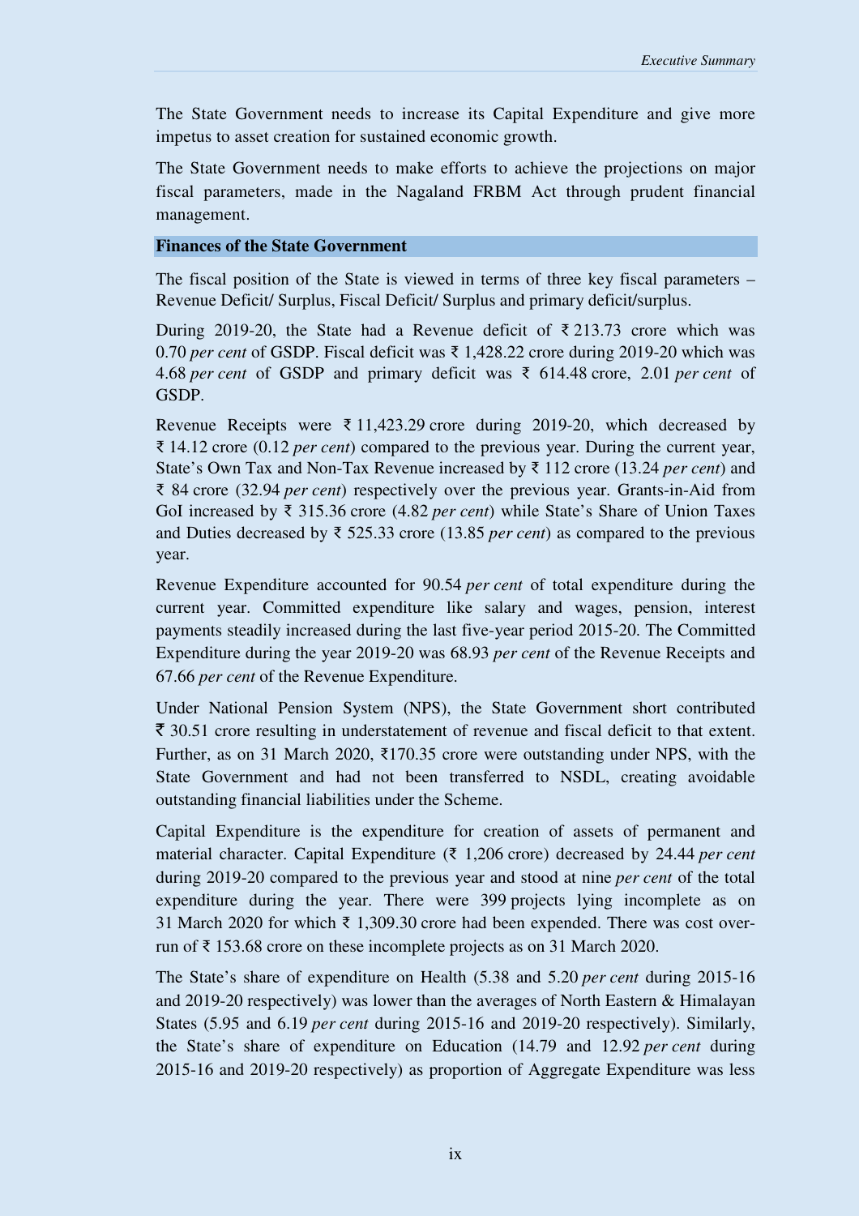The State Government needs to increase its Capital Expenditure and give more impetus to asset creation for sustained economic growth.

The State Government needs to make efforts to achieve the projections on major fiscal parameters, made in the Nagaland FRBM Act through prudent financial management.

## Finances of the State Government

The fiscal position of the State is viewed in terms of three key fiscal parameters – Revenue Deficit/ Surplus, Fiscal Deficit/ Surplus and primary deficit/surplus.

During 2019-20, the State had a Revenue deficit of ₹ 213.73 crore which was 0.70 *per cent* of GSDP. Fiscal deficit was ₹ 1,428.22 crore during 2019-20 which was 4.68 *per cent* of GSDP and primary deficit was ₹ 614.48 crore, 2.01 *per cent* of GSDP.

Revenue Receipts were ₹ 11,423.29 crore during 2019-20, which decreased by ₹ 14.12 crore (0.12 *per cent*) compared to the previous year. During the current year, State's Own Tax and Non-Tax Revenue increased by ₹ 112 crore (13.24 *per cent*) and ₹ 84 crore (32.94 *per cent*) respectively over the previous year. Grants-in-Aid from GoI increased by ₹ 315.36 crore (4.82 *per cent*) while State's Share of Union Taxes and Duties decreased by ₹ 525.33 crore (13.85 *per cent*) as compared to the previous year.

Revenue Expenditure accounted for 90.54 *per cent* of total expenditure during the current year. Committed expenditure like salary and wages, pension, interest payments steadily increased during the last five-year period 2015-20. The Committed Expenditure during the year 2019-20 was 68.93 *per cent* of the Revenue Receipts and 67.66 *per cent* of the Revenue Expenditure.

Under National Pension System (NPS), the State Government short contributed ₹ 30.51 crore resulting in understatement of revenue and fiscal deficit to that extent. Further, as on 31 March 2020, ₹170.35 crore were outstanding under NPS, with the State Government and had not been transferred to NSDL, creating avoidable outstanding financial liabilities under the Scheme.

Capital Expenditure is the expenditure for creation of assets of permanent and material character. Capital Expenditure (₹ 1,206 crore) decreased by 24.44 *per cent* during 2019-20 compared to the previous year and stood at nine *per cent* of the total expenditure during the year. There were 399 projects lying incomplete as on 31 March 2020 for which ₹ 1,309.30 crore had been expended. There was cost over-run of ₹ 153.68 crore on these incomplete projects as on 31 March 2020.

The State's share of expenditure on Health (5.38 and 5.20 *per cent* during 2015-16 and 2019-20 respectively) was lower than the averages of North Eastern & Himalayan States (5.95 and 6.19 *per cent* during 2015-16 and 2019-20 respectively). Similarly, the State's share of expenditure on Education (14.79 and 12.92 *per cent* during 2015-16 and 2019-20 respectively) as proportion of Aggregate Expenditure was less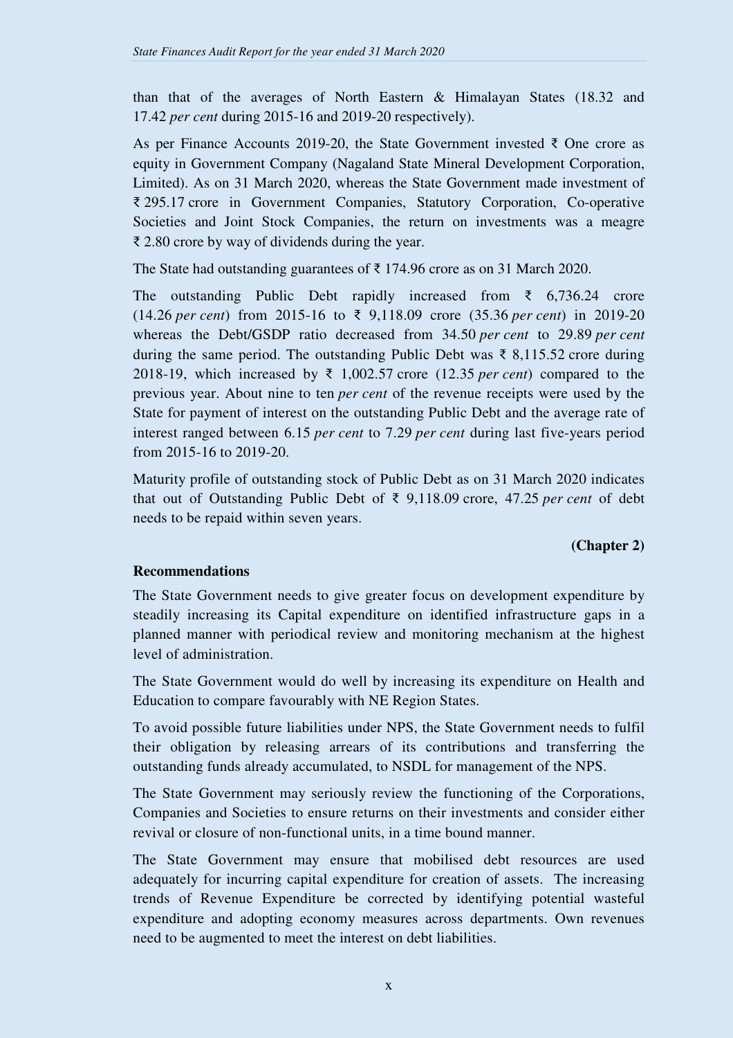than that of the averages of North Eastern & Himalayan States (18.32 and 17.42 *per cent* during 2015-16 and 2019-20 respectively).

As per Finance Accounts 2019-20, the State Government invested ₹ One crore as equity in Government Company (Nagaland State Mineral Development Corporation, Limited). As on 31 March 2020, whereas the State Government made investment of ₹ 295.17 crore in Government Companies, Statutory Corporation, Co-operative Societies and Joint Stock Companies, the return on investments was a meagre ₹ 2.80 crore by way of dividends during the year.

The State had outstanding guarantees of ₹ 174.96 crore as on 31 March 2020.

The outstanding Public Debt rapidly increased from ₹ 6,736.24 crore (14.26 *per cent*) from 2015-16 to ₹ 9,118.09 crore (35.36 *per cent*) in 2019-20 whereas the Debt/GSDP ratio decreased from 34.50 *per cent* to 29.89 *per cent* during the same period. The outstanding Public Debt was ₹ 8,115.52 crore during 2018-19, which increased by ₹ 1,002.57 crore (12.35 *per cent*) compared to the previous year. About nine to ten *per cent* of the revenue receipts were used by the State for payment of interest on the outstanding Public Debt and the average rate of interest ranged between 6.15 *per cent* to 7.29 *per cent* during last five-years period from 2015-16 to 2019-20.

Maturity profile of outstanding stock of Public Debt as on 31 March 2020 indicates that out of Outstanding Public Debt of ₹ 9,118.09 crore, 47.25 *per cent* of debt needs to be repaid within seven years.

**(Chapter 2)**

**Recommendations**

The State Government needs to give greater focus on development expenditure by steadily increasing its Capital expenditure on identified infrastructure gaps in a planned manner with periodical review and monitoring mechanism at the highest level of administration.

The State Government would do well by increasing its expenditure on Health and Education to compare favourably with NE Region States.

To avoid possible future liabilities under NPS, the State Government needs to fulfil their obligation by releasing arrears of its contributions and transferring the outstanding funds already accumulated, to NSDL for management of the NPS.

The State Government may seriously review the functioning of the Corporations, Companies and Societies to ensure returns on their investments and consider either revival or closure of non-functional units, in a time bound manner.

The State Government may ensure that mobilised debt resources are used adequately for incurring capital expenditure for creation of assets. The increasing trends of Revenue Expenditure be corrected by identifying potential wasteful expenditure and adopting economy measures across departments. Own revenues need to be augmented to meet the interest on debt liabilities.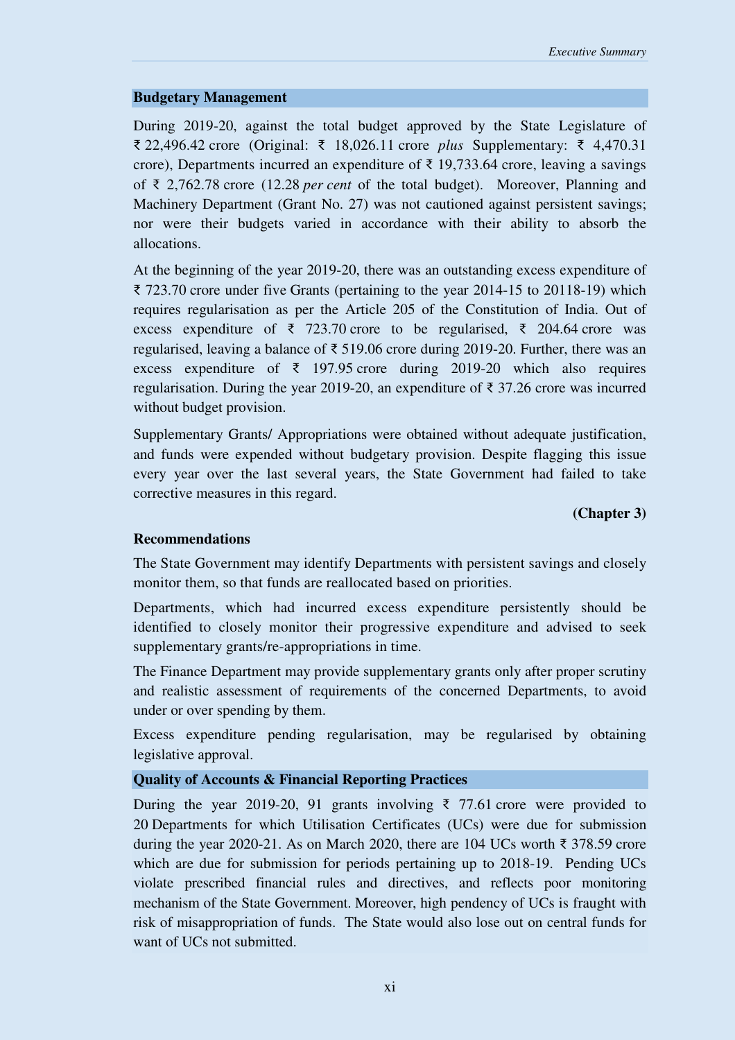## Budgetary Management

During 2019-20, against the total budget approved by the State Legislature of ₹ 22,496.42 crore (Original: ₹ 18,026.11 crore *plus* Supplementary: ₹ 4,470.31 crore), Departments incurred an expenditure of ₹ 19,733.64 crore, leaving a savings of ₹ 2,762.78 crore (12.28 *per cent* of the total budget). Moreover, Planning and Machinery Department (Grant No. 27) was not cautioned against persistent savings; nor were their budgets varied in accordance with their ability to absorb the allocations.

At the beginning of the year 2019-20, there was an outstanding excess expenditure of ₹ 723.70 crore under five Grants (pertaining to the year 2014-15 to 20118-19) which requires regularisation as per the Article 205 of the Constitution of India. Out of excess expenditure of ₹ 723.70 crore to be regularised, ₹ 204.64 crore was regularised, leaving a balance of ₹ 519.06 crore during 2019-20. Further, there was an excess expenditure of ₹ 197.95 crore during 2019-20 which also requires regularisation. During the year 2019-20, an expenditure of ₹ 37.26 crore was incurred without budget provision.

Supplementary Grants/ Appropriations were obtained without adequate justification, and funds were expended without budgetary provision. Despite flagging this issue every year over the last several years, the State Government had failed to take corrective measures in this regard.

**(Chapter 3)**

### Recommendations

The State Government may identify Departments with persistent savings and closely monitor them, so that funds are reallocated based on priorities.

Departments, which had incurred excess expenditure persistently should be identified to closely monitor their progressive expenditure and advised to seek supplementary grants/re-appropriations in time.

The Finance Department may provide supplementary grants only after proper scrutiny and realistic assessment of requirements of the concerned Departments, to avoid under or over spending by them.

Excess expenditure pending regularisation, may be regularised by obtaining legislative approval.

## Quality of Accounts & Financial Reporting Practices

During the year 2019-20, 91 grants involving ₹ 77.61 crore were provided to 20 Departments for which Utilisation Certificates (UCs) were due for submission during the year 2020-21. As on March 2020, there are 104 UCs worth ₹ 378.59 crore which are due for submission for periods pertaining up to 2018-19. Pending UCs violate prescribed financial rules and directives, and reflects poor monitoring mechanism of the State Government. Moreover, high pendency of UCs is fraught with risk of misappropriation of funds. The State would also lose out on central funds for want of UCs not submitted.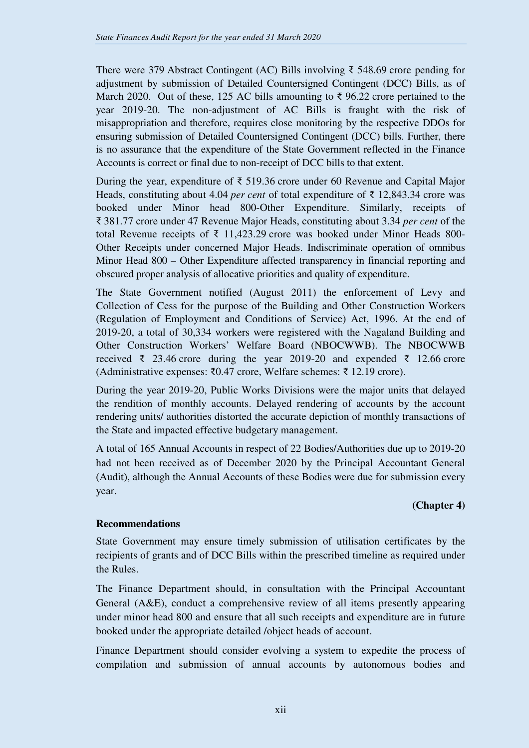There were 379 Abstract Contingent (AC) Bills involving ₹ 548.69 crore pending for adjustment by submission of Detailed Countersigned Contingent (DCC) Bills, as of March 2020. Out of these, 125 AC bills amounting to ₹ 96.22 crore pertained to the year 2019-20. The non-adjustment of AC Bills is fraught with the risk of misappropriation and therefore, requires close monitoring by the respective DDOs for ensuring submission of Detailed Countersigned Contingent (DCC) bills. Further, there is no assurance that the expenditure of the State Government reflected in the Finance Accounts is correct or final due to non-receipt of DCC bills to that extent.

During the year, expenditure of ₹ 519.36 crore under 60 Revenue and Capital Major Heads, constituting about 4.04 *per cent* of total expenditure of ₹ 12,843.34 crore was booked under Minor head 800-Other Expenditure. Similarly, receipts of ₹ 381.77 crore under 47 Revenue Major Heads, constituting about 3.34 *per cent* of the total Revenue receipts of ₹ 11,423.29 crore was booked under Minor Heads 800-Other Receipts under concerned Major Heads. Indiscriminate operation of omnibus Minor Head 800 – Other Expenditure affected transparency in financial reporting and obscured proper analysis of allocative priorities and quality of expenditure.

The State Government notified (August 2011) the enforcement of Levy and Collection of Cess for the purpose of the Building and Other Construction Workers (Regulation of Employment and Conditions of Service) Act, 1996. At the end of 2019-20, a total of 30,334 workers were registered with the Nagaland Building and Other Construction Workers' Welfare Board (NBOCWWB). The NBOCWWB received ₹ 23.46 crore during the year 2019-20 and expended ₹ 12.66 crore (Administrative expenses: ₹0.47 crore, Welfare schemes: ₹ 12.19 crore).

During the year 2019-20, Public Works Divisions were the major units that delayed the rendition of monthly accounts. Delayed rendering of accounts by the account rendering units/ authorities distorted the accurate depiction of monthly transactions of the State and impacted effective budgetary management.

A total of 165 Annual Accounts in respect of 22 Bodies/Authorities due up to 2019-20 had not been received as of December 2020 by the Principal Accountant General (Audit), although the Annual Accounts of these Bodies were due for submission every year.

**(Chapter 4)**

**Recommendations**

State Government may ensure timely submission of utilisation certificates by the recipients of grants and of DCC Bills within the prescribed timeline as required under the Rules.

The Finance Department should, in consultation with the Principal Accountant General (A&E), conduct a comprehensive review of all items presently appearing under minor head 800 and ensure that all such receipts and expenditure are in future booked under the appropriate detailed /object heads of account.

Finance Department should consider evolving a system to expedite the process of compilation and submission of annual accounts by autonomous bodies and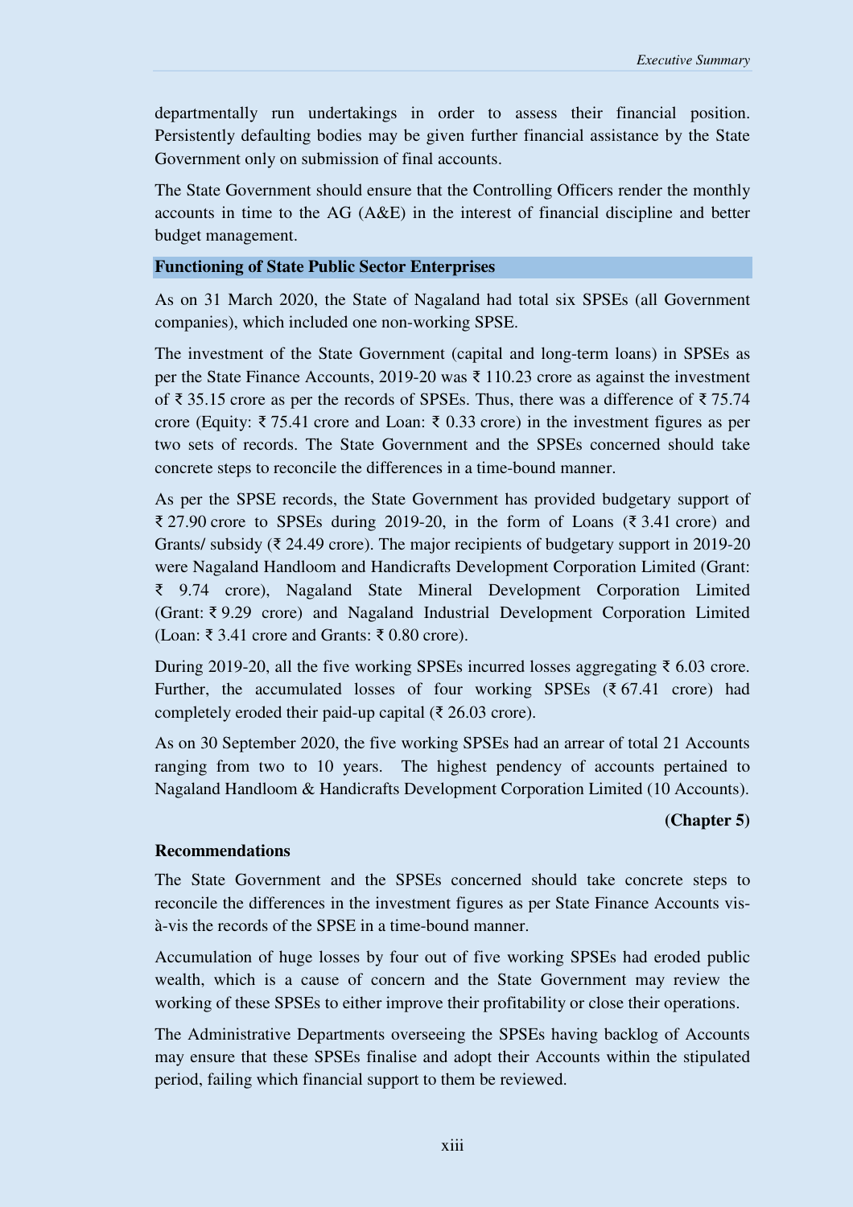departmentally run undertakings in order to assess their financial position. Persistently defaulting bodies may be given further financial assistance by the State Government only on submission of final accounts.

The State Government should ensure that the Controlling Officers render the monthly accounts in time to the AG (A&E) in the interest of financial discipline and better budget management.

## Functioning of State Public Sector Enterprises

As on 31 March 2020, the State of Nagaland had total six SPSEs (all Government companies), which included one non-working SPSE.

The investment of the State Government (capital and long-term loans) in SPSEs as per the State Finance Accounts, 2019-20 was ₹ 110.23 crore as against the investment of ₹ 35.15 crore as per the records of SPSEs. Thus, there was a difference of ₹ 75.74 crore (Equity: ₹ 75.41 crore and Loan: ₹ 0.33 crore) in the investment figures as per two sets of records. The State Government and the SPSEs concerned should take concrete steps to reconcile the differences in a time-bound manner.

As per the SPSE records, the State Government has provided budgetary support of ₹ 27.90 crore to SPSEs during 2019-20, in the form of Loans (₹ 3.41 crore) and Grants/ subsidy (₹ 24.49 crore). The major recipients of budgetary support in 2019-20 were Nagaland Handloom and Handicrafts Development Corporation Limited (Grant: ₹ 9.74 crore), Nagaland State Mineral Development Corporation Limited (Grant: ₹ 9.29 crore) and Nagaland Industrial Development Corporation Limited (Loan: ₹ 3.41 crore and Grants: ₹ 0.80 crore).

During 2019-20, all the five working SPSEs incurred losses aggregating ₹ 6.03 crore. Further, the accumulated losses of four working SPSEs (₹ 67.41 crore) had completely eroded their paid-up capital (₹ 26.03 crore).

As on 30 September 2020, the five working SPSEs had an arrear of total 21 Accounts ranging from two to 10 years. The highest pendency of accounts pertained to Nagaland Handloom & Handicrafts Development Corporation Limited (10 Accounts).

**(Chapter 5)**

### Recommendations

The State Government and the SPSEs concerned should take concrete steps to reconcile the differences in the investment figures as per State Finance Accounts vis-à-vis the records of the SPSE in a time-bound manner.

Accumulation of huge losses by four out of five working SPSEs had eroded public wealth, which is a cause of concern and the State Government may review the working of these SPSEs to either improve their profitability or close their operations.

The Administrative Departments overseeing the SPSEs having backlog of Accounts may ensure that these SPSEs finalise and adopt their Accounts within the stipulated period, failing which financial support to them be reviewed.